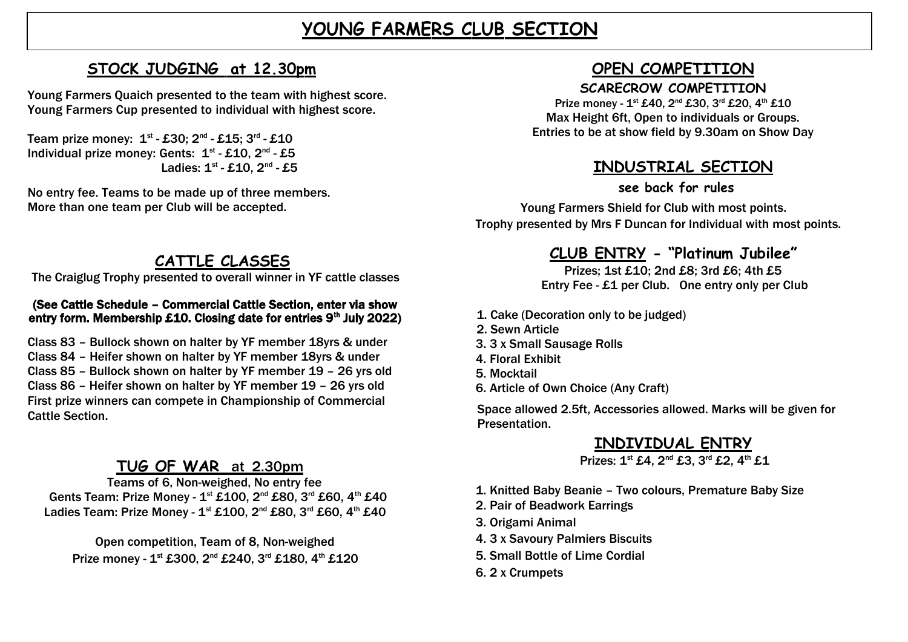# YOUNG FARMERS CLUB SECTION

## STOCK JUDGING at 12.30pm

Young Farmers Quaich presented to the team with highest score.
Young Farmers Cup presented to individual with highest score.

Team prize money: 1st - £30; 2nd - £15; 3rd - £10
Individual prize money: Gents: 1st - £10, 2nd - £5
Ladies: 1st - £10, 2nd - £5

No entry fee. Teams to be made up of three members.
More than one team per Club will be accepted.

## CATTLE CLASSES

The Craiglug Trophy presented to overall winner in YF cattle classes

**(See Cattle Schedule – Commercial Cattle Section, enter via show entry form. Membership £10. Closing date for entries 9th July 2022)**

Class 83 – Bullock shown on halter by YF member 18yrs & under
Class 84 – Heifer shown on halter by YF member 18yrs & under
Class 85 – Bullock shown on halter by YF member 19 – 26 yrs old
Class 86 – Heifer shown on halter by YF member 19 – 26 yrs old
First prize winners can compete in Championship of Commercial Cattle Section.

## TUG OF WAR at 2.30pm

Teams of 6, Non-weighed, No entry fee
Gents Team: Prize Money - 1st £100, 2nd £80, 3rd £60, 4th £40
Ladies Team: Prize Money - 1st £100, 2nd £80, 3rd £60, 4th £40

Open competition, Team of 8, Non-weighed
Prize money - 1st £300, 2nd £240, 3rd £180, 4th £120

## OPEN COMPETITION

**SCARECROW COMPETITION**

Prize money - 1st £40, 2nd £30, 3rd £20, 4th £10
Max Height 6ft, Open to individuals or Groups.
Entries to be at show field by 9.30am on Show Day

## INDUSTRIAL SECTION

**see back for rules**

Young Farmers Shield for Club with most points.
Trophy presented by Mrs F Duncan for Individual with most points.

## CLUB ENTRY - "Platinum Jubilee"

Prizes; 1st £10; 2nd £8; 3rd £6; 4th £5
Entry Fee - £1 per Club. One entry only per Club

1. Cake (Decoration only to be judged)
2. Sewn Article
3. 3 x Small Sausage Rolls
4. Floral Exhibit
5. Mocktail
6. Article of Own Choice (Any Craft)

Space allowed 2.5ft, Accessories allowed. Marks will be given for Presentation.

## INDIVIDUAL ENTRY

Prizes: 1st £4, 2nd £3, 3rd £2, 4th £1

1. Knitted Baby Beanie – Two colours, Premature Baby Size
2. Pair of Beadwork Earrings
3. Origami Animal
4. 3 x Savoury Palmiers Biscuits
5. Small Bottle of Lime Cordial
6. 2 x Crumpets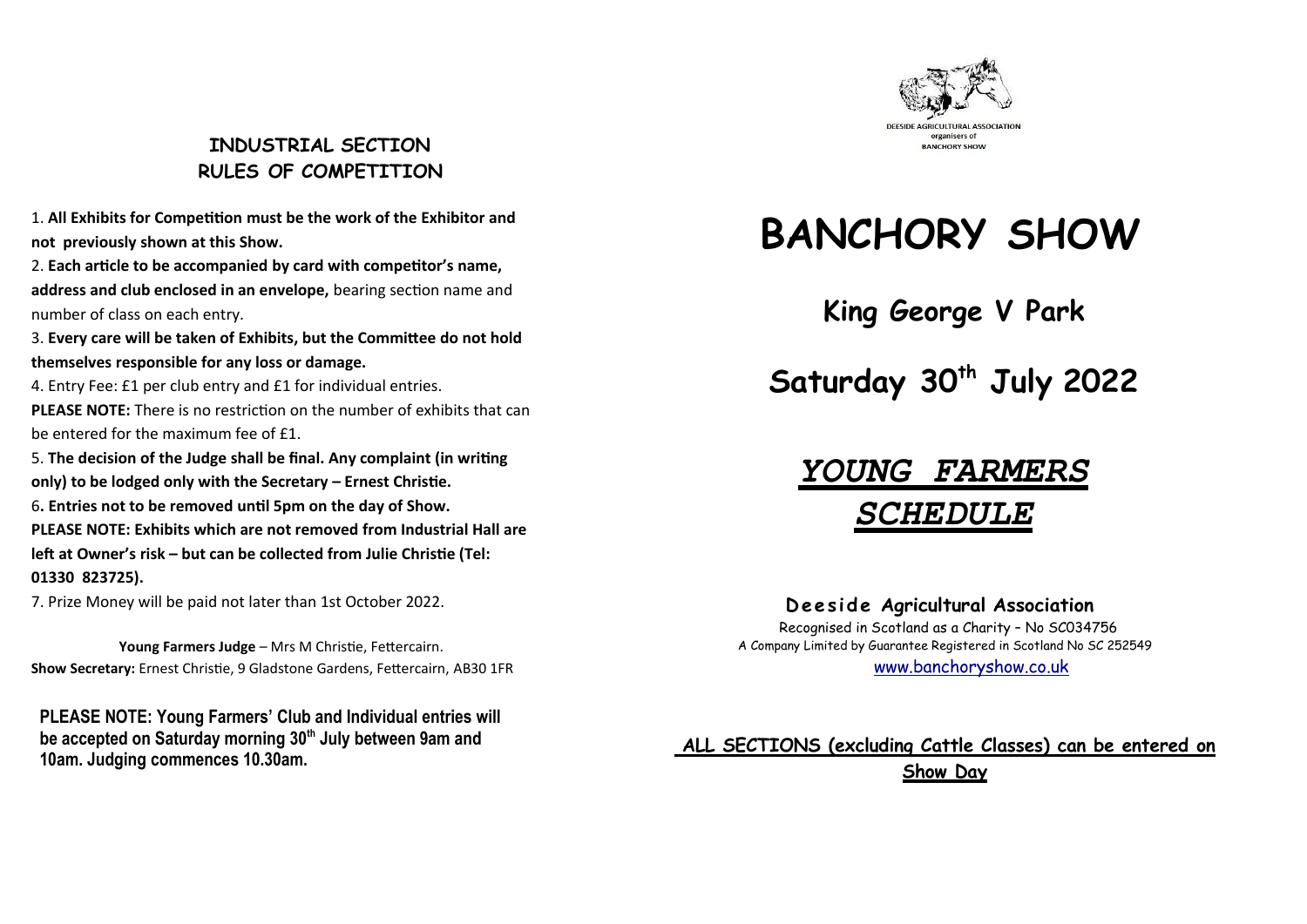## INDUSTRIAL SECTION
## RULES OF COMPETITION

1. **All Exhibits for Competition must be the work of the Exhibitor and not previously shown at this Show.**
2. **Each article to be accompanied by card with competitor's name, address and club enclosed in an envelope,** bearing section name and number of class on each entry.
3. **Every care will be taken of Exhibits, but the Committee do not hold themselves responsible for any loss or damage.**
4. Entry Fee: £1 per club entry and £1 for individual entries.
**PLEASE NOTE:** There is no restriction on the number of exhibits that can be entered for the maximum fee of £1.
5. **The decision of the Judge shall be final. Any complaint (in writing only) to be lodged only with the Secretary – Ernest Christie.**
6**. Entries not to be removed until 5pm on the day of Show.**
**PLEASE NOTE: Exhibits which are not removed from Industrial Hall are left at Owner's risk – but can be collected from Julie Christie (Tel: 01330 823725).**
7. Prize Money will be paid not later than 1st October 2022.

**Young Farmers Judge** – Mrs M Christie, Fettercairn.
**Show Secretary:** Ernest Christie, 9 Gladstone Gardens, Fettercairn, AB30 1FR

**PLEASE NOTE: Young Farmers' Club and Individual entries will be accepted on Saturday morning 30th July between 9am and 10am. Judging commences 10.30am.**

DEESIDE AGRICULTURAL ASSOCIATION
organisers of
BANCHORY SHOW

# BANCHORY SHOW

## King George V Park

## Saturday 30th July 2022

# *YOUNG FARMERS SCHEDULE*

### Deeside Agricultural Association

Recognised in Scotland as a Charity – No SC034756
A Company Limited by Guarantee Registered in Scotland No SC 252549
www.banchoryshow.co.uk

**ALL SECTIONS (excluding Cattle Classes) can be entered on Show Day**